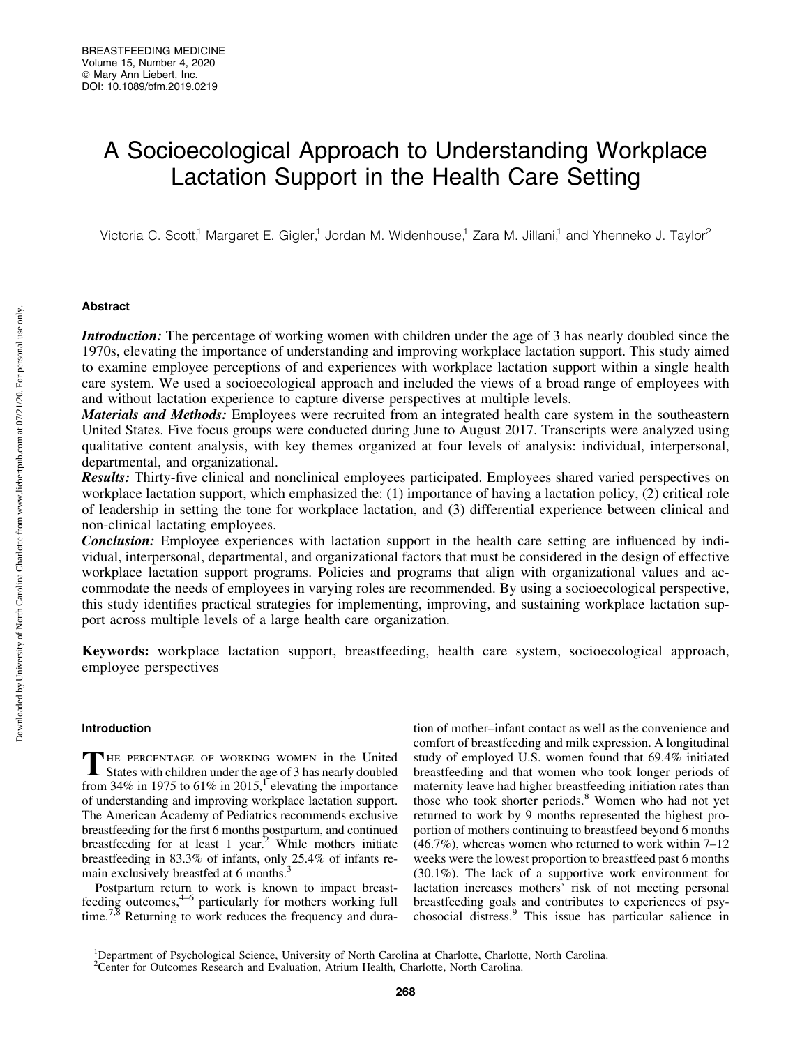# A Socioecological Approach to Understanding Workplace Lactation Support in the Health Care Setting

Victoria C. Scott,[1] Margaret E. Gigler,[1] Jordan M. Widenhouse,[1] Zara M. Jillani,[1] and Yhenneko J. Taylor[2]

## Abstract

***Introduction:*** The percentage of working women with children under the age of 3 has nearly doubled since the 1970s, elevating the importance of understanding and improving workplace lactation support. This study aimed to examine employee perceptions of and experiences with workplace lactation support within a single health care system. We used a socioecological approach and included the views of a broad range of employees with and without lactation experience to capture diverse perspectives at multiple levels.

***Materials and Methods:*** Employees were recruited from an integrated health care system in the southeastern United States. Five focus groups were conducted during June to August 2017. Transcripts were analyzed using qualitative content analysis, with key themes organized at four levels of analysis: individual, interpersonal, departmental, and organizational.

***Results:*** Thirty-five clinical and nonclinical employees participated. Employees shared varied perspectives on workplace lactation support, which emphasized the: (1) importance of having a lactation policy, (2) critical role of leadership in setting the tone for workplace lactation, and (3) differential experience between clinical and non-clinical lactating employees.

***Conclusion:*** Employee experiences with lactation support in the health care setting are influenced by individual, interpersonal, departmental, and organizational factors that must be considered in the design of effective workplace lactation support programs. Policies and programs that align with organizational values and accommodate the needs of employees in varying roles are recommended. By using a socioecological perspective, this study identifies practical strategies for implementing, improving, and sustaining workplace lactation support across multiple levels of a large health care organization.

**Keywords:** workplace lactation support, breastfeeding, health care system, socioecological approach, employee perspectives

## Introduction

The percentage of working women in the United States with children under the age of 3 has nearly doubled from 34% in 1975 to 61% in 2015,[1] elevating the importance of understanding and improving workplace lactation support. The American Academy of Pediatrics recommends exclusive breastfeeding for the first 6 months postpartum, and continued breastfeeding for at least 1 year.[2] While mothers initiate breastfeeding in 83.3% of infants, only 25.4% of infants remain exclusively breastfed at 6 months.[3]

Postpartum return to work is known to impact breastfeeding outcomes,[4–6] particularly for mothers working full time.[7,8] Returning to work reduces the frequency and duration of mother–infant contact as well as the convenience and comfort of breastfeeding and milk expression. A longitudinal study of employed U.S. women found that 69.4% initiated breastfeeding and that women who took longer periods of maternity leave had higher breastfeeding initiation rates than those who took shorter periods.[8] Women who had not yet returned to work by 9 months represented the highest proportion of mothers continuing to breastfeed beyond 6 months (46.7%), whereas women who returned to work within 7–12 weeks were the lowest proportion to breastfeed past 6 months (30.1%). The lack of a supportive work environment for lactation increases mothers' risk of not meeting personal breastfeeding goals and contributes to experiences of psychosocial distress.[9] This issue has particular salience in

[1]Department of Psychological Science, University of North Carolina at Charlotte, Charlotte, North Carolina.
[2]Center for Outcomes Research and Evaluation, Atrium Health, Charlotte, North Carolina.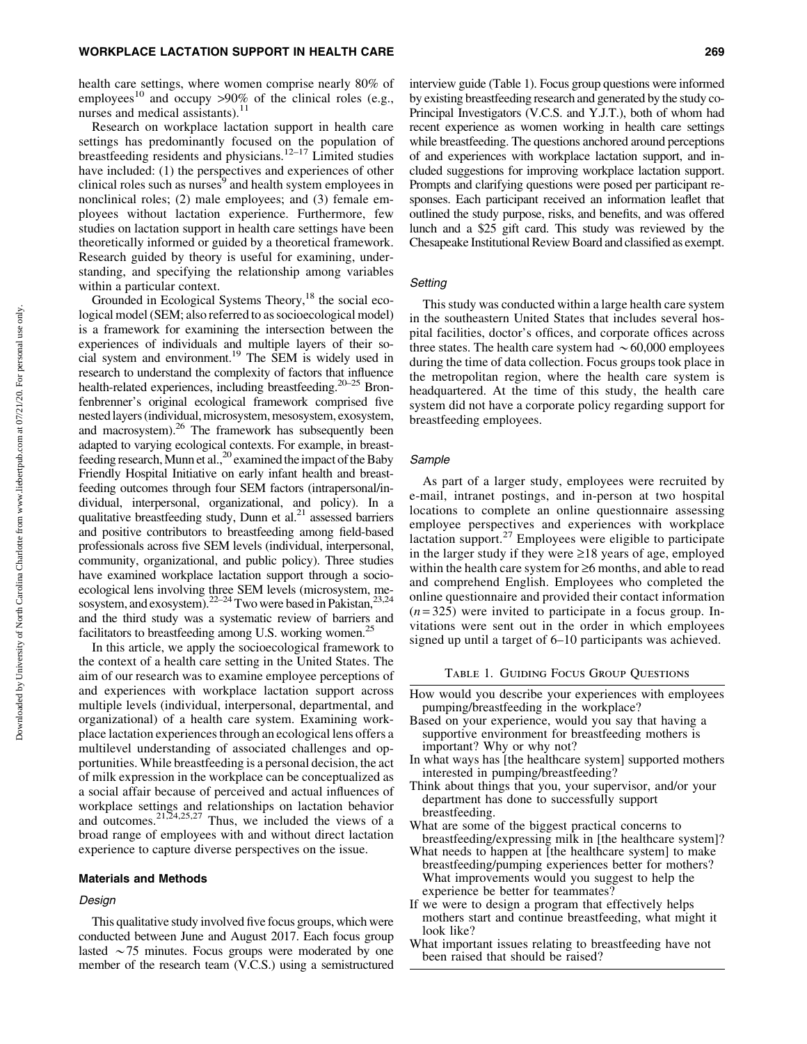health care settings, where women comprise nearly 80% of employees[10] and occupy >90% of the clinical roles (e.g., nurses and medical assistants).[11]

Research on workplace lactation support in health care settings has predominantly focused on the population of breastfeeding residents and physicians.[12–17] Limited studies have included: (1) the perspectives and experiences of other clinical roles such as nurses[9] and health system employees in nonclinical roles; (2) male employees; and (3) female employees without lactation experience. Furthermore, few studies on lactation support in health care settings have been theoretically informed or guided by a theoretical framework. Research guided by theory is useful for examining, understanding, and specifying the relationship among variables within a particular context.

Grounded in Ecological Systems Theory,[18] the social ecological model (SEM; also referred to as socioecological model) is a framework for examining the intersection between the experiences of individuals and multiple layers of their social system and environment.[19] The SEM is widely used in research to understand the complexity of factors that influence health-related experiences, including breastfeeding.[20–25] Bronfenbrenner's original ecological framework comprised five nested layers (individual, microsystem, mesosystem, exosystem, and macrosystem).[26] The framework has subsequently been adapted to varying ecological contexts. For example, in breastfeeding research, Munn et al.,[20] examined the impact of the Baby Friendly Hospital Initiative on early infant health and breastfeeding outcomes through four SEM factors (intrapersonal/individual, interpersonal, organizational, and policy). In a qualitative breastfeeding study, Dunn et al.[21] assessed barriers and positive contributors to breastfeeding among field-based professionals across five SEM levels (individual, interpersonal, community, organizational, and public policy). Three studies have examined workplace lactation support through a socioecological lens involving three SEM levels (microsystem, mesosystem, and exosystem).[22–24] Two were based in Pakistan,[23,24] and the third study was a systematic review of barriers and facilitators to breastfeeding among U.S. working women.[25]

In this article, we apply the socioecological framework to the context of a health care setting in the United States. The aim of our research was to examine employee perceptions of and experiences with workplace lactation support across multiple levels (individual, interpersonal, departmental, and organizational) of a health care system. Examining workplace lactation experiences through an ecological lens offers a multilevel understanding of associated challenges and opportunities. While breastfeeding is a personal decision, the act of milk expression in the workplace can be conceptualized as a social affair because of perceived and actual influences of workplace settings and relationships on lactation behavior and outcomes.[21,24,25,27] Thus, we included the views of a broad range of employees with and without direct lactation experience to capture diverse perspectives on the issue.

## Materials and Methods

### Design

This qualitative study involved five focus groups, which were conducted between June and August 2017. Each focus group lasted ~75 minutes. Focus groups were moderated by one member of the research team (V.C.S.) using a semistructured interview guide (Table 1). Focus group questions were informed by existing breastfeeding research and generated by the study co-Principal Investigators (V.C.S. and Y.J.T.), both of whom had recent experience as women working in health care settings while breastfeeding. The questions anchored around perceptions of and experiences with workplace lactation support, and included suggestions for improving workplace lactation support. Prompts and clarifying questions were posed per participant responses. Each participant received an information leaflet that outlined the study purpose, risks, and benefits, and was offered lunch and a $25 gift card. This study was reviewed by the Chesapeake Institutional Review Board and classified as exempt.

### Setting

This study was conducted within a large health care system in the southeastern United States that includes several hospital facilities, doctor's offices, and corporate offices across three states. The health care system had ~60,000 employees during the time of data collection. Focus groups took place in the metropolitan region, where the health care system is headquartered. At the time of this study, the health care system did not have a corporate policy regarding support for breastfeeding employees.

### Sample

As part of a larger study, employees were recruited by e-mail, intranet postings, and in-person at two hospital locations to complete an online questionnaire assessing employee perspectives and experiences with workplace lactation support.[27] Employees were eligible to participate in the larger study if they were ≥18 years of age, employed within the health care system for ≥6 months, and able to read and comprehend English. Employees who completed the online questionnaire and provided their contact information ($n = 325$) were invited to participate in a focus group. Invitations were sent out in the order in which employees signed up until a target of 6–10 participants was achieved.

Table 1. Guiding Focus Group Questions

| |
|---|
| How would you describe your experiences with employees pumping/breastfeeding in the workplace? |
| Based on your experience, would you say that having a supportive environment for breastfeeding mothers is important? Why or why not? |
| In what ways has [the healthcare system] supported mothers interested in pumping/breastfeeding? |
| Think about things that you, your supervisor, and/or your department has done to successfully support breastfeeding. |
| What are some of the biggest practical concerns to breastfeeding/expressing milk in [the healthcare system]? |
| What needs to happen at [the healthcare system] to make breastfeeding/pumping experiences better for mothers? What improvements would you suggest to help the experience be better for teammates? |
| If we were to design a program that effectively helps mothers start and continue breastfeeding, what might it look like? |
| What important issues relating to breastfeeding have not been raised that should be raised? |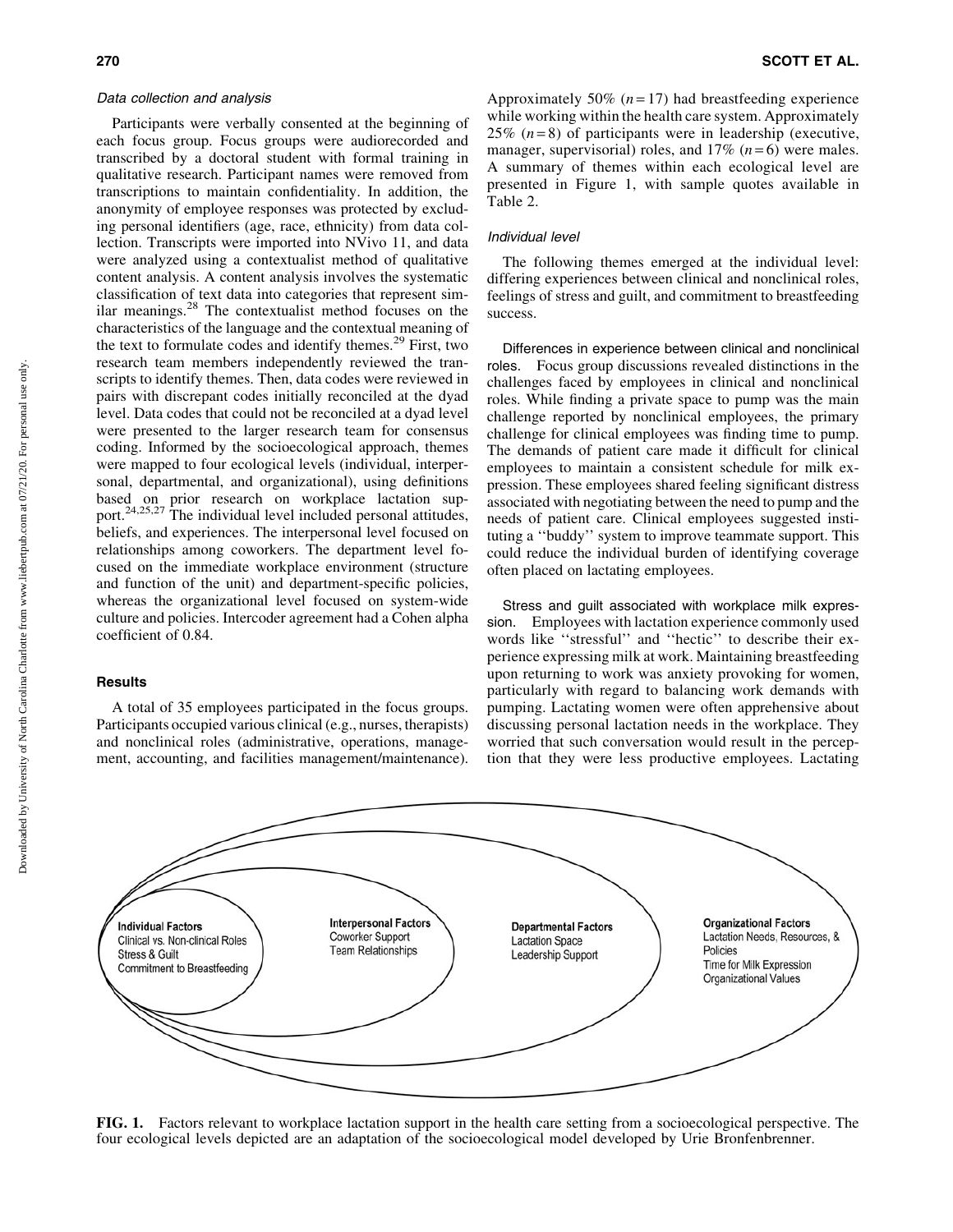#### *Data collection and analysis*

Participants were verbally consented at the beginning of each focus group. Focus groups were audiorecorded and transcribed by a doctoral student with formal training in qualitative research. Participant names were removed from transcriptions to maintain confidentiality. In addition, the anonymity of employee responses was protected by excluding personal identifiers (age, race, ethnicity) from data collection. Transcripts were imported into NVivo 11, and data were analyzed using a contextualist method of qualitative content analysis. A content analysis involves the systematic classification of text data into categories that represent similar meanings.[28] The contextualist method focuses on the characteristics of the language and the contextual meaning of the text to formulate codes and identify themes.[29] First, two research team members independently reviewed the transcripts to identify themes. Then, data codes were reviewed in pairs with discrepant codes initially reconciled at the dyad level. Data codes that could not be reconciled at a dyad level were presented to the larger research team for consensus coding. Informed by the socioecological approach, themes were mapped to four ecological levels (individual, interpersonal, departmental, and organizational), using definitions based on prior research on workplace lactation support.[24,25,27] The individual level included personal attitudes, beliefs, and experiences. The interpersonal level focused on relationships among coworkers. The department level focused on the immediate workplace environment (structure and function of the unit) and department-specific policies, whereas the organizational level focused on system-wide culture and policies. Intercoder agreement had a Cohen alpha coefficient of 0.84.

### Results

A total of 35 employees participated in the focus groups. Participants occupied various clinical (e.g., nurses, therapists) and nonclinical roles (administrative, operations, management, accounting, and facilities management/maintenance). Approximately 50% ($n = 17$) had breastfeeding experience while working within the health care system. Approximately 25% ($n = 8$) of participants were in leadership (executive, manager, supervisorial) roles, and 17% ($n = 6$) were males. A summary of themes within each ecological level are presented in Figure 1, with sample quotes available in Table 2.

#### *Individual level*

The following themes emerged at the individual level: differing experiences between clinical and nonclinical roles, feelings of stress and guilt, and commitment to breastfeeding success.

**Differences in experience between clinical and nonclinical roles.** Focus group discussions revealed distinctions in the challenges faced by employees in clinical and nonclinical roles. While finding a private space to pump was the main challenge reported by nonclinical employees, the primary challenge for clinical employees was finding time to pump. The demands of patient care made it difficult for clinical employees to maintain a consistent schedule for milk expression. These employees shared feeling significant distress associated with negotiating between the need to pump and the needs of patient care. Clinical employees suggested instituting a ''buddy'' system to improve teammate support. This could reduce the individual burden of identifying coverage often placed on lactating employees.

**Stress and guilt associated with workplace milk expression.** Employees with lactation experience commonly used words like ''stressful'' and ''hectic'' to describe their experience expressing milk at work. Maintaining breastfeeding upon returning to work was anxiety provoking for women, particularly with regard to balancing work demands with pumping. Lactating women were often apprehensive about discussing personal lactation needs in the workplace. They worried that such conversation would result in the perception that they were less productive employees. Lactating

**Individual Factors**
Clinical vs. Non-clinical Roles
Stress & Guilt
Commitment to Breastfeeding

**Interpersonal Factors**
Coworker Support
Team Relationships

**Departmental Factors**
Lactation Space
Leadership Support

**Organizational Factors**
Lactation Needs, Resources, & Policies
Time for Milk Expression
Organizational Values

**FIG. 1.** Factors relevant to workplace lactation support in the health care setting from a socioecological perspective. The four ecological levels depicted are an adaptation of the socioecological model developed by Urie Bronfenbrenner.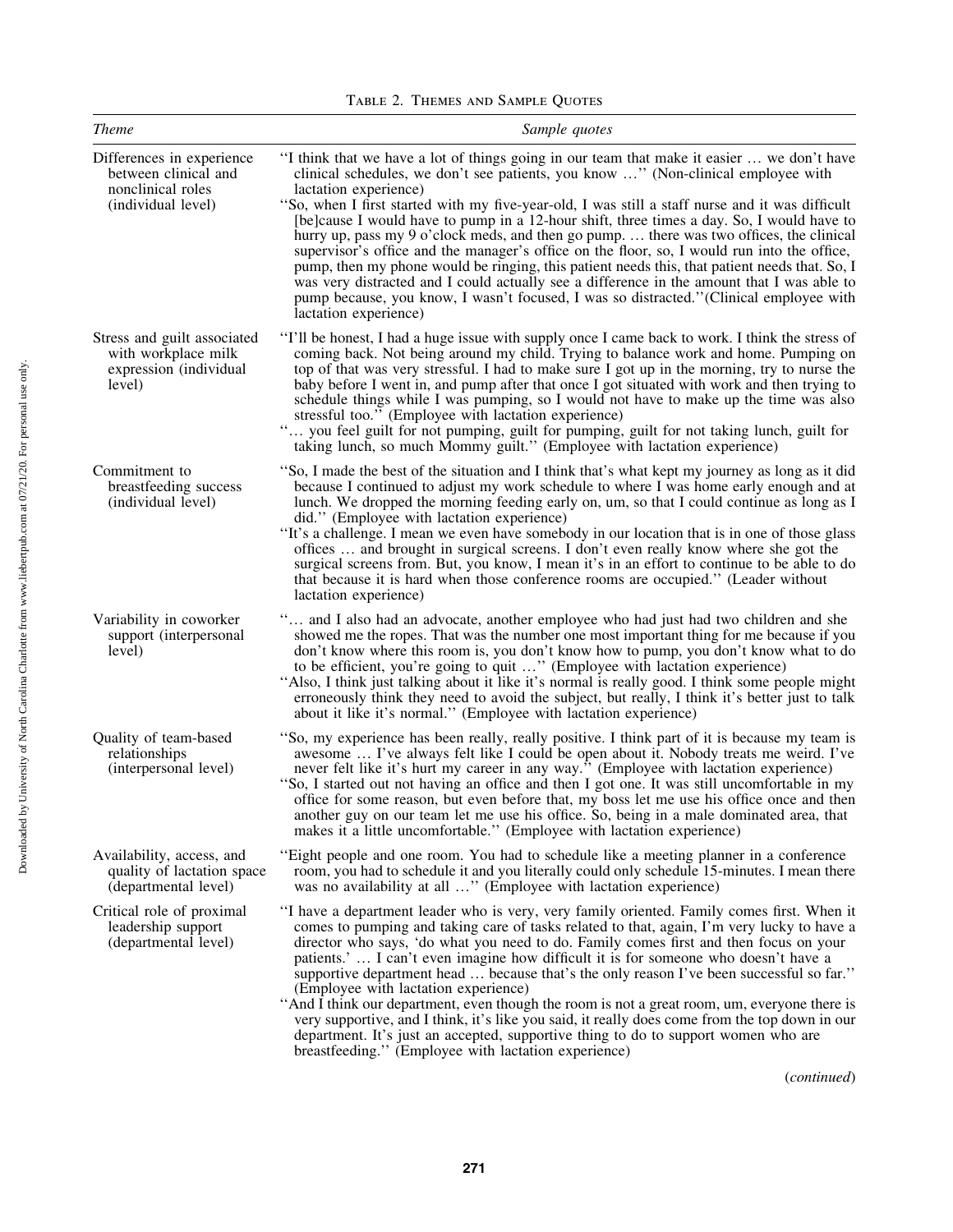Table 2. Themes and Sample Quotes

| *Theme* | *Sample quotes* |
|---|---|
| Differences in experience between clinical and nonclinical roles (individual level) | ''I think that we have a lot of things going in our team that make it easier … we don't have clinical schedules, we don't see patients, you know …'' (Non-clinical employee with lactation experience)<br>''So, when I first started with my five-year-old, I was still a staff nurse and it was difficult [be]cause I would have to pump in a 12-hour shift, three times a day. So, I would have to hurry up, pass my 9 o'clock meds, and then go pump. … there was two offices, the clinical supervisor's office and the manager's office on the floor, so, I would run into the office, pump, then my phone would be ringing, this patient needs this, that patient needs that. So, I was very distracted and I could actually see a difference in the amount that I was able to pump because, you know, I wasn't focused, I was so distracted.''(Clinical employee with lactation experience) |
| Stress and guilt associated with workplace milk expression (individual level) | ''I'll be honest, I had a huge issue with supply once I came back to work. I think the stress of coming back. Not being around my child. Trying to balance work and home. Pumping on top of that was very stressful. I had to make sure I got up in the morning, try to nurse the baby before I went in, and pump after that once I got situated with work and then trying to schedule things while I was pumping, so I would not have to make up the time was also stressful too.'' (Employee with lactation experience)<br>''… you feel guilt for not pumping, guilt for pumping, guilt for not taking lunch, guilt for taking lunch, so much Mommy guilt.'' (Employee with lactation experience) |
| Commitment to breastfeeding success (individual level) | ''So, I made the best of the situation and I think that's what kept my journey as long as it did because I continued to adjust my work schedule to where I was home early enough and at lunch. We dropped the morning feeding early on, um, so that I could continue as long as I did.'' (Employee with lactation experience)<br>''It's a challenge. I mean we even have somebody in our location that is in one of those glass offices … and brought in surgical screens. I don't even really know where she got the surgical screens from. But, you know, I mean it's in an effort to continue to be able to do that because it is hard when those conference rooms are occupied.'' (Leader without lactation experience) |
| Variability in coworker support (interpersonal level) | ''… and I also had an advocate, another employee who had just had two children and she showed me the ropes. That was the number one most important thing for me because if you don't know where this room is, you don't know how to pump, you don't know what to do to be efficient, you're going to quit …'' (Employee with lactation experience)<br>''Also, I think just talking about it like it's normal is really good. I think some people might erroneously think they need to avoid the subject, but really, I think it's better just to talk about it like it's normal.'' (Employee with lactation experience) |
| Quality of team-based relationships (interpersonal level) | ''So, my experience has been really, really positive. I think part of it is because my team is awesome … I've always felt like I could be open about it. Nobody treats me weird. I've never felt like it's hurt my career in any way.'' (Employee with lactation experience)<br>''So, I started out not having an office and then I got one. It was still uncomfortable in my office for some reason, but even before that, my boss let me use his office once and then another guy on our team let me use his office. So, being in a male dominated area, that makes it a little uncomfortable.'' (Employee with lactation experience) |
| Availability, access, and quality of lactation space (departmental level) | ''Eight people and one room. You had to schedule like a meeting planner in a conference room, you had to schedule it and you literally could only schedule 15-minutes. I mean there was no availability at all …'' (Employee with lactation experience) |
| Critical role of proximal leadership support (departmental level) | ''I have a department leader who is very, very family oriented. Family comes first. When it comes to pumping and taking care of tasks related to that, again, I'm very lucky to have a director who says, 'do what you need to do. Family comes first and then focus on your patients.' … I can't even imagine how difficult it is for someone who doesn't have a supportive department head … because that's the only reason I've been successful so far.'' (Employee with lactation experience)<br>''And I think our department, even though the room is not a great room, um, everyone there is very supportive, and I think, it's like you said, it really does come from the top down in our department. It's just an accepted, supportive thing to do to support women who are breastfeeding.'' (Employee with lactation experience) |

(*continued*)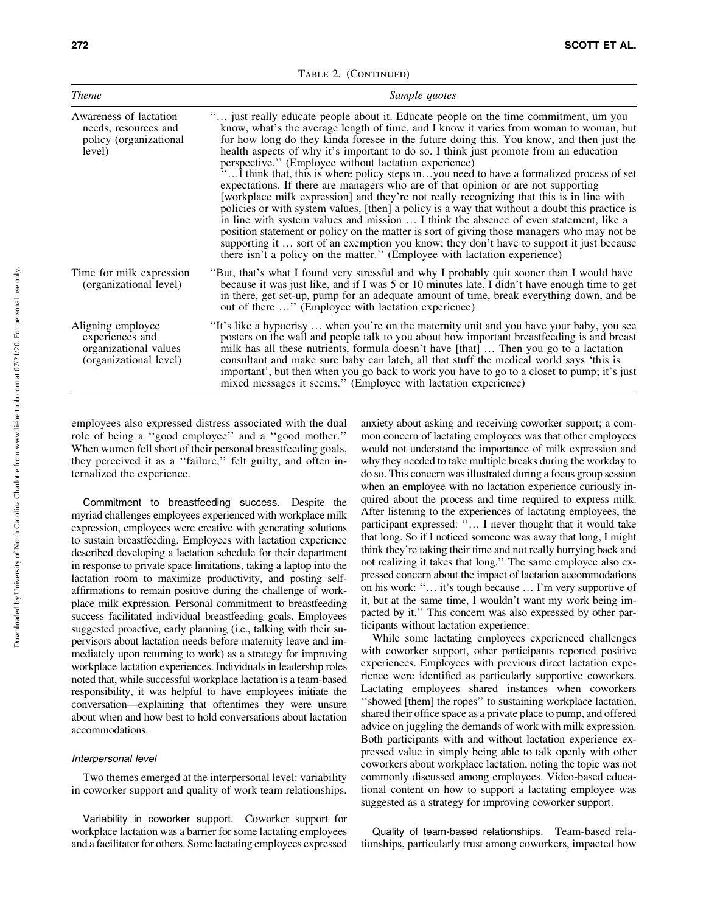Table 2. (Continued)

| Theme | Sample quotes |
|---|---|
| Awareness of lactation needs, resources and policy (organizational level) | ''… just really educate people about it. Educate people on the time commitment, um you know, what's the average length of time, and I know it varies from woman to woman, but for how long do they kinda foresee in the future doing this. You know, and then just the health aspects of why it's important to do so. I think just promote from an education perspective.'' (Employee without lactation experience) ''…I think that, this is where policy steps in…you need to have a formalized process of set expectations. If there are managers who are of that opinion or are not supporting [workplace milk expression] and they're not really recognizing that this is in line with policies or with system values, [then] a policy is a way that without a doubt this practice is in line with system values and mission … I think the absence of even statement, like a position statement or policy on the matter is sort of giving those managers who may not be supporting it … sort of an exemption you know; they don't have to support it just because there isn't a policy on the matter.'' (Employee with lactation experience) |
| Time for milk expression (organizational level) | ''But, that's what I found very stressful and why I probably quit sooner than I would have because it was just like, and if I was 5 or 10 minutes late, I didn't have enough time to get in there, get set-up, pump for an adequate amount of time, break everything down, and be out of there …'' (Employee with lactation experience) |
| Aligning employee experiences and organizational values (organizational level) | ''It's like a hypocrisy … when you're on the maternity unit and you have your baby, you see posters on the wall and people talk to you about how important breastfeeding is and breast milk has all these nutrients, formula doesn't have [that] … Then you go to a lactation consultant and make sure baby can latch, all that stuff the medical world says 'this is important', but then when you go back to work you have to go to a closet to pump; it's just mixed messages it seems.'' (Employee with lactation experience) |

employees also expressed distress associated with the dual role of being a ''good employee'' and a ''good mother.'' When women fell short of their personal breastfeeding goals, they perceived it as a ''failure,'' felt guilty, and often internalized the experience.

Commitment to breastfeeding success. Despite the myriad challenges employees experienced with workplace milk expression, employees were creative with generating solutions to sustain breastfeeding. Employees with lactation experience described developing a lactation schedule for their department in response to private space limitations, taking a laptop into the lactation room to maximize productivity, and posting self-affirmations to remain positive during the challenge of workplace milk expression. Personal commitment to breastfeeding success facilitated individual breastfeeding goals. Employees suggested proactive, early planning (i.e., talking with their supervisors about lactation needs before maternity leave and immediately upon returning to work) as a strategy for improving workplace lactation experiences. Individuals in leadership roles noted that, while successful workplace lactation is a team-based responsibility, it was helpful to have employees initiate the conversation—explaining that oftentimes they were unsure about when and how best to hold conversations about lactation accommodations.

### *Interpersonal level*

Two themes emerged at the interpersonal level: variability in coworker support and quality of work team relationships.

Variability in coworker support. Coworker support for workplace lactation was a barrier for some lactating employees and a facilitator for others. Some lactating employees expressed anxiety about asking and receiving coworker support; a common concern of lactating employees was that other employees would not understand the importance of milk expression and why they needed to take multiple breaks during the workday to do so. This concern was illustrated during a focus group session when an employee with no lactation experience curiously inquired about the process and time required to express milk. After listening to the experiences of lactating employees, the participant expressed: ''… I never thought that it would take that long. So if I noticed someone was away that long, I might think they're taking their time and not really hurrying back and not realizing it takes that long.'' The same employee also expressed concern about the impact of lactation accommodations on his work: ''… it's tough because … I'm very supportive of it, but at the same time, I wouldn't want my work being impacted by it.'' This concern was also expressed by other participants without lactation experience.

While some lactating employees experienced challenges with coworker support, other participants reported positive experiences. Employees with previous direct lactation experience were identified as particularly supportive coworkers. Lactating employees shared instances when coworkers ''showed [them] the ropes'' to sustaining workplace lactation, shared their office space as a private place to pump, and offered advice on juggling the demands of work with milk expression. Both participants with and without lactation experience expressed value in simply being able to talk openly with other coworkers about workplace lactation, noting the topic was not commonly discussed among employees. Video-based educational content on how to support a lactating employee was suggested as a strategy for improving coworker support.

Quality of team-based relationships. Team-based relationships, particularly trust among coworkers, impacted how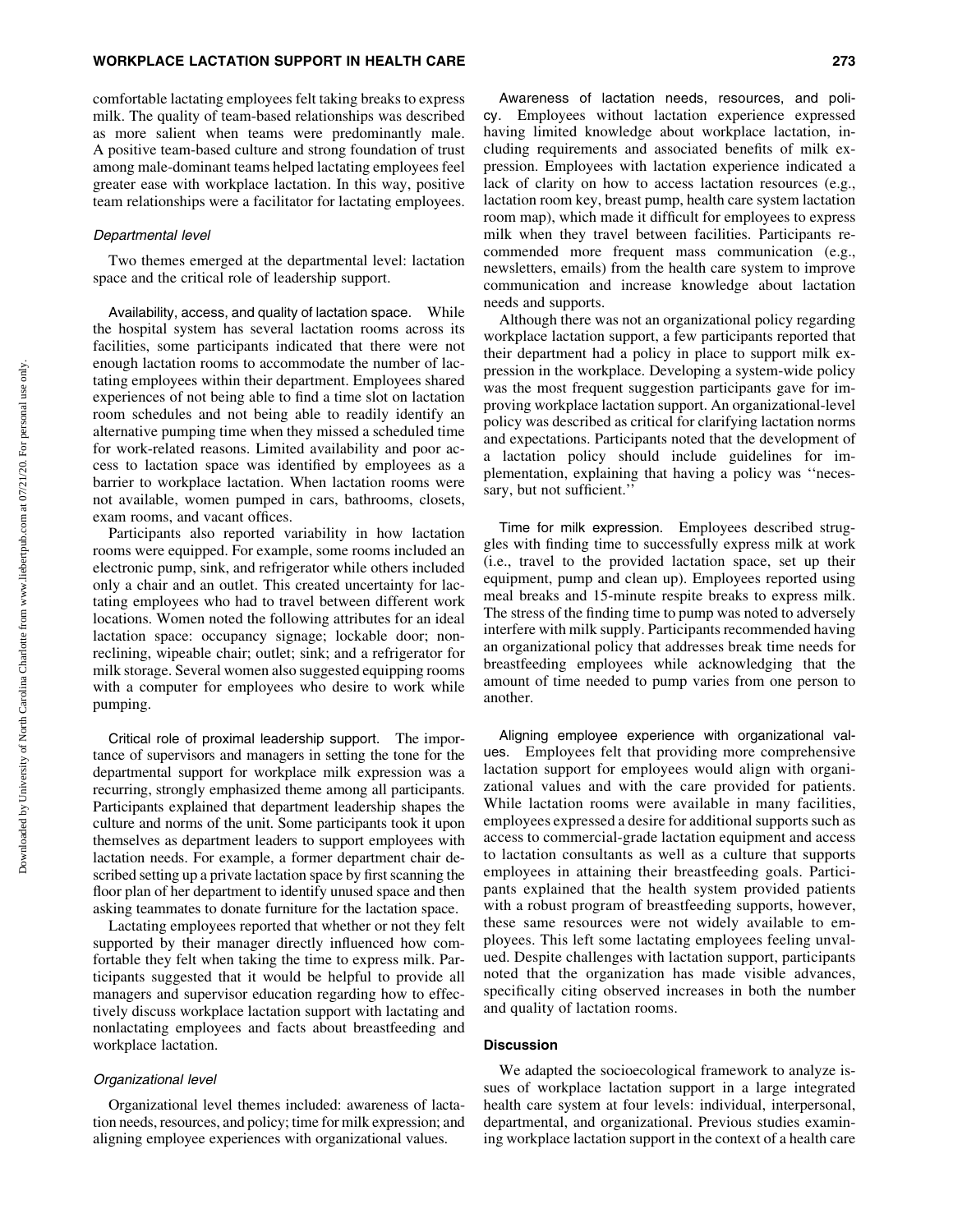comfortable lactating employees felt taking breaks to express milk. The quality of team-based relationships was described as more salient when teams were predominantly male. A positive team-based culture and strong foundation of trust among male-dominant teams helped lactating employees feel greater ease with workplace lactation. In this way, positive team relationships were a facilitator for lactating employees.

### *Departmental level*

Two themes emerged at the departmental level: lactation space and the critical role of leadership support.

Availability, access, and quality of lactation space. While the hospital system has several lactation rooms across its facilities, some participants indicated that there were not enough lactation rooms to accommodate the number of lactating employees within their department. Employees shared experiences of not being able to find a time slot on lactation room schedules and not being able to readily identify an alternative pumping time when they missed a scheduled time for work-related reasons. Limited availability and poor access to lactation space was identified by employees as a barrier to workplace lactation. When lactation rooms were not available, women pumped in cars, bathrooms, closets, exam rooms, and vacant offices.

Participants also reported variability in how lactation rooms were equipped. For example, some rooms included an electronic pump, sink, and refrigerator while others included only a chair and an outlet. This created uncertainty for lactating employees who had to travel between different work locations. Women noted the following attributes for an ideal lactation space: occupancy signage; lockable door; nonreclining, wipeable chair; outlet; sink; and a refrigerator for milk storage. Several women also suggested equipping rooms with a computer for employees who desire to work while pumping.

Critical role of proximal leadership support. The importance of supervisors and managers in setting the tone for the departmental support for workplace milk expression was a recurring, strongly emphasized theme among all participants. Participants explained that department leadership shapes the culture and norms of the unit. Some participants took it upon themselves as department leaders to support employees with lactation needs. For example, a former department chair described setting up a private lactation space by first scanning the floor plan of her department to identify unused space and then asking teammates to donate furniture for the lactation space.

Lactating employees reported that whether or not they felt supported by their manager directly influenced how comfortable they felt when taking the time to express milk. Participants suggested that it would be helpful to provide all managers and supervisor education regarding how to effectively discuss workplace lactation support with lactating and nonlactating employees and facts about breastfeeding and workplace lactation.

### *Organizational level*

Organizational level themes included: awareness of lactation needs, resources, and policy; time for milk expression; and aligning employee experiences with organizational values.

Awareness of lactation needs, resources, and policy. Employees without lactation experience expressed having limited knowledge about workplace lactation, including requirements and associated benefits of milk expression. Employees with lactation experience indicated a lack of clarity on how to access lactation resources (e.g., lactation room key, breast pump, health care system lactation room map), which made it difficult for employees to express milk when they travel between facilities. Participants recommended more frequent mass communication (e.g., newsletters, emails) from the health care system to improve communication and increase knowledge about lactation needs and supports.

Although there was not an organizational policy regarding workplace lactation support, a few participants reported that their department had a policy in place to support milk expression in the workplace. Developing a system-wide policy was the most frequent suggestion participants gave for improving workplace lactation support. An organizational-level policy was described as critical for clarifying lactation norms and expectations. Participants noted that the development of a lactation policy should include guidelines for implementation, explaining that having a policy was ''necessary, but not sufficient.''

Time for milk expression. Employees described struggles with finding time to successfully express milk at work (i.e., travel to the provided lactation space, set up their equipment, pump and clean up). Employees reported using meal breaks and 15-minute respite breaks to express milk. The stress of the finding time to pump was noted to adversely interfere with milk supply. Participants recommended having an organizational policy that addresses break time needs for breastfeeding employees while acknowledging that the amount of time needed to pump varies from one person to another.

Aligning employee experience with organizational values. Employees felt that providing more comprehensive lactation support for employees would align with organizational values and with the care provided for patients. While lactation rooms were available in many facilities, employees expressed a desire for additional supports such as access to commercial-grade lactation equipment and access to lactation consultants as well as a culture that supports employees in attaining their breastfeeding goals. Participants explained that the health system provided patients with a robust program of breastfeeding supports, however, these same resources were not widely available to employees. This left some lactating employees feeling unvalued. Despite challenges with lactation support, participants noted that the organization has made visible advances, specifically citing observed increases in both the number and quality of lactation rooms.

## Discussion

We adapted the socioecological framework to analyze issues of workplace lactation support in a large integrated health care system at four levels: individual, interpersonal, departmental, and organizational. Previous studies examining workplace lactation support in the context of a health care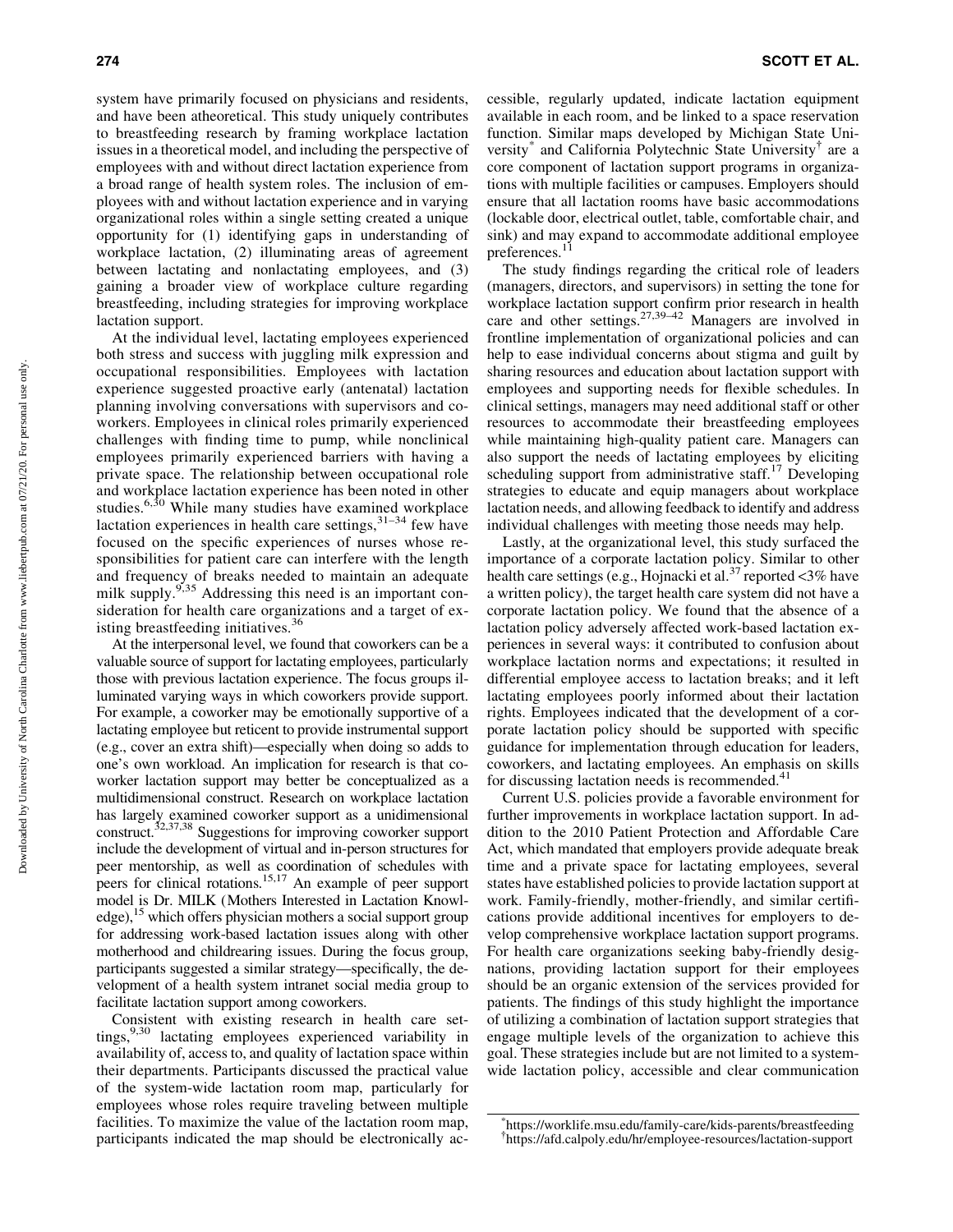system have primarily focused on physicians and residents, and have been atheoretical. This study uniquely contributes to breastfeeding research by framing workplace lactation issues in a theoretical model, and including the perspective of employees with and without direct lactation experience from a broad range of health system roles. The inclusion of employees with and without lactation experience and in varying organizational roles within a single setting created a unique opportunity for (1) identifying gaps in understanding of workplace lactation, (2) illuminating areas of agreement between lactating and nonlactating employees, and (3) gaining a broader view of workplace culture regarding breastfeeding, including strategies for improving workplace lactation support.

At the individual level, lactating employees experienced both stress and success with juggling milk expression and occupational responsibilities. Employees with lactation experience suggested proactive early (antenatal) lactation planning involving conversations with supervisors and coworkers. Employees in clinical roles primarily experienced challenges with finding time to pump, while nonclinical employees primarily experienced barriers with having a private space. The relationship between occupational role and workplace lactation experience has been noted in other studies.[6,30] While many studies have examined workplace lactation experiences in health care settings,[31–34] few have focused on the specific experiences of nurses whose responsibilities for patient care can interfere with the length and frequency of breaks needed to maintain an adequate milk supply.[9,35] Addressing this need is an important consideration for health care organizations and a target of existing breastfeeding initiatives.[36]

At the interpersonal level, we found that coworkers can be a valuable source of support for lactating employees, particularly those with previous lactation experience. The focus groups illuminated varying ways in which coworkers provide support. For example, a coworker may be emotionally supportive of a lactating employee but reticent to provide instrumental support (e.g., cover an extra shift)—especially when doing so adds to one's own workload. An implication for research is that coworker lactation support may better be conceptualized as a multidimensional construct. Research on workplace lactation has largely examined coworker support as a unidimensional construct.[32,37,38] Suggestions for improving coworker support include the development of virtual and in-person structures for peer mentorship, as well as coordination of schedules with peers for clinical rotations.[15,17] An example of peer support model is Dr. MILK (Mothers Interested in Lactation Knowledge),[15] which offers physician mothers a social support group for addressing work-based lactation issues along with other motherhood and childrearing issues. During the focus group, participants suggested a similar strategy—specifically, the development of a health system intranet social media group to facilitate lactation support among coworkers.

Consistent with existing research in health care settings,[9,30] lactating employees experienced variability in availability of, access to, and quality of lactation space within their departments. Participants discussed the practical value of the system-wide lactation room map, particularly for employees whose roles require traveling between multiple facilities. To maximize the value of the lactation room map, participants indicated the map should be electronically accessible, regularly updated, indicate lactation equipment available in each room, and be linked to a space reservation function. Similar maps developed by Michigan State University[*] and California Polytechnic State University[†] are a core component of lactation support programs in organizations with multiple facilities or campuses. Employers should ensure that all lactation rooms have basic accommodations (lockable door, electrical outlet, table, comfortable chair, and sink) and may expand to accommodate additional employee preferences.[11]

The study findings regarding the critical role of leaders (managers, directors, and supervisors) in setting the tone for workplace lactation support confirm prior research in health care and other settings.[27,39–42] Managers are involved in frontline implementation of organizational policies and can help to ease individual concerns about stigma and guilt by sharing resources and education about lactation support with employees and supporting needs for flexible schedules. In clinical settings, managers may need additional staff or other resources to accommodate their breastfeeding employees while maintaining high-quality patient care. Managers can also support the needs of lactating employees by eliciting scheduling support from administrative staff.[17] Developing strategies to educate and equip managers about workplace lactation needs, and allowing feedback to identify and address individual challenges with meeting those needs may help.

Lastly, at the organizational level, this study surfaced the importance of a corporate lactation policy. Similar to other health care settings (e.g., Hojnacki et al.[37] reported <3% have a written policy), the target health care system did not have a corporate lactation policy. We found that the absence of a lactation policy adversely affected work-based lactation experiences in several ways: it contributed to confusion about workplace lactation norms and expectations; it resulted in differential employee access to lactation breaks; and it left lactating employees poorly informed about their lactation rights. Employees indicated that the development of a corporate lactation policy should be supported with specific guidance for implementation through education for leaders, coworkers, and lactating employees. An emphasis on skills for discussing lactation needs is recommended.[41]

Current U.S. policies provide a favorable environment for further improvements in workplace lactation support. In addition to the 2010 Patient Protection and Affordable Care Act, which mandated that employers provide adequate break time and a private space for lactating employees, several states have established policies to provide lactation support at work. Family-friendly, mother-friendly, and similar certifications provide additional incentives for employers to develop comprehensive workplace lactation support programs. For health care organizations seeking baby-friendly designations, providing lactation support for their employees should be an organic extension of the services provided for patients. The findings of this study highlight the importance of utilizing a combination of lactation support strategies that engage multiple levels of the organization to achieve this goal. These strategies include but are not limited to a system-wide lactation policy, accessible and clear communication

[*]https://worklife.msu.edu/family-care/kids-parents/breastfeeding
[†]https://afd.calpoly.edu/hr/employee-resources/lactation-support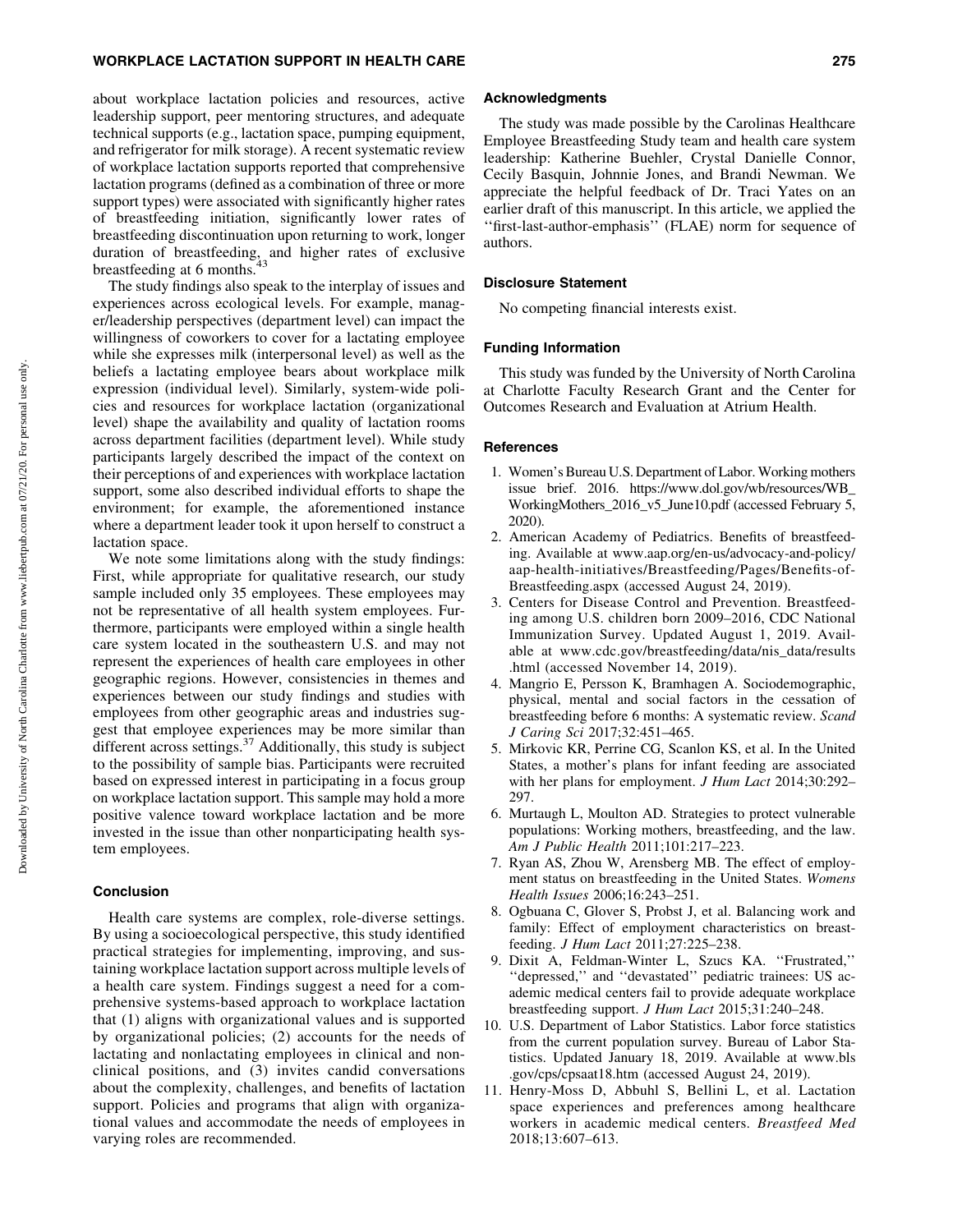about workplace lactation policies and resources, active leadership support, peer mentoring structures, and adequate technical supports (e.g., lactation space, pumping equipment, and refrigerator for milk storage). A recent systematic review of workplace lactation supports reported that comprehensive lactation programs (defined as a combination of three or more support types) were associated with significantly higher rates of breastfeeding initiation, significantly lower rates of breastfeeding discontinuation upon returning to work, longer duration of breastfeeding, and higher rates of exclusive breastfeeding at 6 months.[43]

The study findings also speak to the interplay of issues and experiences across ecological levels. For example, manager/leadership perspectives (department level) can impact the willingness of coworkers to cover for a lactating employee while she expresses milk (interpersonal level) as well as the beliefs a lactating employee bears about workplace milk expression (individual level). Similarly, system-wide policies and resources for workplace lactation (organizational level) shape the availability and quality of lactation rooms across department facilities (department level). While study participants largely described the impact of the context on their perceptions of and experiences with workplace lactation support, some also described individual efforts to shape the environment; for example, the aforementioned instance where a department leader took it upon herself to construct a lactation space.

We note some limitations along with the study findings: First, while appropriate for qualitative research, our study sample included only 35 employees. These employees may not be representative of all health system employees. Furthermore, participants were employed within a single health care system located in the southeastern U.S. and may not represent the experiences of health care employees in other geographic regions. However, consistencies in themes and experiences between our study findings and studies with employees from other geographic areas and industries suggest that employee experiences may be more similar than different across settings.[37] Additionally, this study is subject to the possibility of sample bias. Participants were recruited based on expressed interest in participating in a focus group on workplace lactation support. This sample may hold a more positive valence toward workplace lactation and be more invested in the issue than other nonparticipating health system employees.

## Conclusion

Health care systems are complex, role-diverse settings. By using a socioecological perspective, this study identified practical strategies for implementing, improving, and sustaining workplace lactation support across multiple levels of a health care system. Findings suggest a need for a comprehensive systems-based approach to workplace lactation that (1) aligns with organizational values and is supported by organizational policies; (2) accounts for the needs of lactating and nonlactating employees in clinical and nonclinical positions, and (3) invites candid conversations about the complexity, challenges, and benefits of lactation support. Policies and programs that align with organizational values and accommodate the needs of employees in varying roles are recommended.

## Acknowledgments

The study was made possible by the Carolinas Healthcare Employee Breastfeeding Study team and health care system leadership: Katherine Buehler, Crystal Danielle Connor, Cecily Basquin, Johnnie Jones, and Brandi Newman. We appreciate the helpful feedback of Dr. Traci Yates on an earlier draft of this manuscript. In this article, we applied the ''first-last-author-emphasis'' (FLAE) norm for sequence of authors.

## Disclosure Statement

No competing financial interests exist.

## Funding Information

This study was funded by the University of North Carolina at Charlotte Faculty Research Grant and the Center for Outcomes Research and Evaluation at Atrium Health.

## References

1. Women's Bureau U.S. Department of Labor. Working mothers issue brief. 2016. https://www.dol.gov/wb/resources/WB_WorkingMothers_2016_v5_June10.pdf (accessed February 5, 2020).
2. American Academy of Pediatrics. Benefits of breastfeeding. Available at www.aap.org/en-us/advocacy-and-policy/aap-health-initiatives/Breastfeeding/Pages/Benefits-of-Breastfeeding.aspx (accessed August 24, 2019).
3. Centers for Disease Control and Prevention. Breastfeeding among U.S. children born 2009–2016, CDC National Immunization Survey. Updated August 1, 2019. Available at www.cdc.gov/breastfeeding/data/nis_data/results.html (accessed November 14, 2019).
4. Mangrio E, Persson K, Bramhagen A. Sociodemographic, physical, mental and social factors in the cessation of breastfeeding before 6 months: A systematic review. *Scand J Caring Sci* 2017;32:451–465.
5. Mirkovic KR, Perrine CG, Scanlon KS, et al. In the United States, a mother's plans for infant feeding are associated with her plans for employment. *J Hum Lact* 2014;30:292–297.
6. Murtaugh L, Moulton AD. Strategies to protect vulnerable populations: Working mothers, breastfeeding, and the law. *Am J Public Health* 2011;101:217–223.
7. Ryan AS, Zhou W, Arensberg MB. The effect of employment status on breastfeeding in the United States. *Womens Health Issues* 2006;16:243–251.
8. Ogbuana C, Glover S, Probst J, et al. Balancing work and family: Effect of employment characteristics on breastfeeding. *J Hum Lact* 2011;27:225–238.
9. Dixit A, Feldman-Winter L, Szucs KA. ''Frustrated,'' ''depressed,'' and ''devastated'' pediatric trainees: US academic medical centers fail to provide adequate workplace breastfeeding support. *J Hum Lact* 2015;31:240–248.
10. U.S. Department of Labor Statistics. Labor force statistics from the current population survey. Bureau of Labor Statistics. Updated January 18, 2019. Available at www.bls.gov/cps/cpsaat18.htm (accessed August 24, 2019).
11. Henry-Moss D, Abbuhl S, Bellini L, et al. Lactation space experiences and preferences among healthcare workers in academic medical centers. *Breastfeed Med* 2018;13:607–613.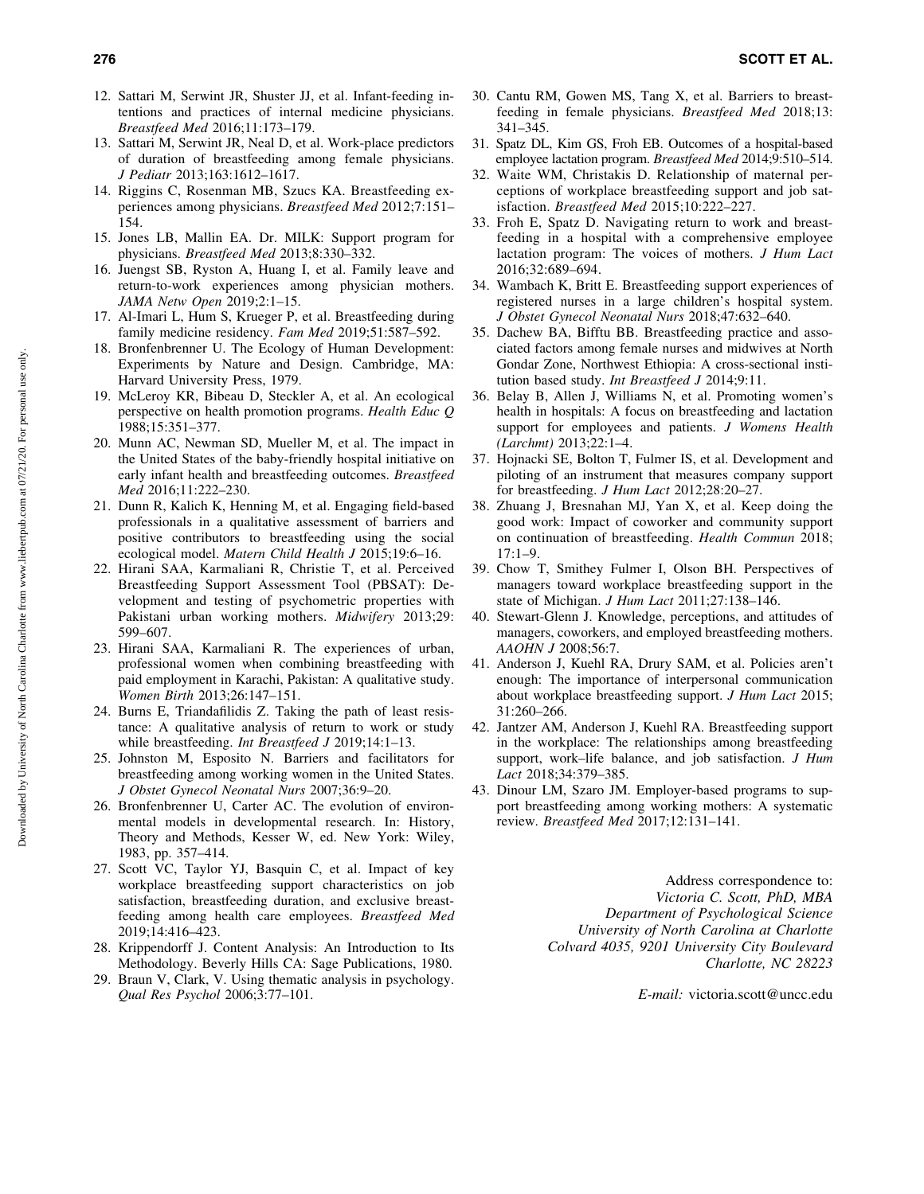12. Sattari M, Serwint JR, Shuster JJ, et al. Infant-feeding intentions and practices of internal medicine physicians. *Breastfeed Med* 2016;11:173–179.
13. Sattari M, Serwint JR, Neal D, et al. Work-place predictors of duration of breastfeeding among female physicians. *J Pediatr* 2013;163:1612–1617.
14. Riggins C, Rosenman MB, Szucs KA. Breastfeeding experiences among physicians. *Breastfeed Med* 2012;7:151–154.
15. Jones LB, Mallin EA. Dr. MILK: Support program for physicians. *Breastfeed Med* 2013;8:330–332.
16. Juengst SB, Ryston A, Huang I, et al. Family leave and return-to-work experiences among physician mothers. *JAMA Netw Open* 2019;2:1–15.
17. Al-Imari L, Hum S, Krueger P, et al. Breastfeeding during family medicine residency. *Fam Med* 2019;51:587–592.
18. Bronfenbrenner U. The Ecology of Human Development: Experiments by Nature and Design. Cambridge, MA: Harvard University Press, 1979.
19. McLeroy KR, Bibeau D, Steckler A, et al. An ecological perspective on health promotion programs. *Health Educ Q* 1988;15:351–377.
20. Munn AC, Newman SD, Mueller M, et al. The impact in the United States of the baby-friendly hospital initiative on early infant health and breastfeeding outcomes. *Breastfeed Med* 2016;11:222–230.
21. Dunn R, Kalich K, Henning M, et al. Engaging field-based professionals in a qualitative assessment of barriers and positive contributors to breastfeeding using the social ecological model. *Matern Child Health J* 2015;19:6–16.
22. Hirani SAA, Karmaliani R, Christie T, et al. Perceived Breastfeeding Support Assessment Tool (PBSAT): Development and testing of psychometric properties with Pakistani urban working mothers. *Midwifery* 2013;29: 599–607.
23. Hirani SAA, Karmaliani R. The experiences of urban, professional women when combining breastfeeding with paid employment in Karachi, Pakistan: A qualitative study. *Women Birth* 2013;26:147–151.
24. Burns E, Triandafilidis Z. Taking the path of least resistance: A qualitative analysis of return to work or study while breastfeeding. *Int Breastfeed J* 2019;14:1–13.
25. Johnston M, Esposito N. Barriers and facilitators for breastfeeding among working women in the United States. *J Obstet Gynecol Neonatal Nurs* 2007;36:9–20.
26. Bronfenbrenner U, Carter AC. The evolution of environmental models in developmental research. In: History, Theory and Methods, Kesser W, ed. New York: Wiley, 1983, pp. 357–414.
27. Scott VC, Taylor YJ, Basquin C, et al. Impact of key workplace breastfeeding support characteristics on job satisfaction, breastfeeding duration, and exclusive breastfeeding among health care employees. *Breastfeed Med* 2019;14:416–423.
28. Krippendorff J. Content Analysis: An Introduction to Its Methodology. Beverly Hills CA: Sage Publications, 1980.
29. Braun V, Clark, V. Using thematic analysis in psychology. *Qual Res Psychol* 2006;3:77–101.
30. Cantu RM, Gowen MS, Tang X, et al. Barriers to breastfeeding in female physicians. *Breastfeed Med* 2018;13: 341–345.
31. Spatz DL, Kim GS, Froh EB. Outcomes of a hospital-based employee lactation program. *Breastfeed Med* 2014;9:510–514.
32. Waite WM, Christakis D. Relationship of maternal perceptions of workplace breastfeeding support and job satisfaction. *Breastfeed Med* 2015;10:222–227.
33. Froh E, Spatz D. Navigating return to work and breastfeeding in a hospital with a comprehensive employee lactation program: The voices of mothers. *J Hum Lact* 2016;32:689–694.
34. Wambach K, Britt E. Breastfeeding support experiences of registered nurses in a large children's hospital system. *J Obstet Gynecol Neonatal Nurs* 2018;47:632–640.
35. Dachew BA, Bifftu BB. Breastfeeding practice and associated factors among female nurses and midwives at North Gondar Zone, Northwest Ethiopia: A cross-sectional institution based study. *Int Breastfeed J* 2014;9:11.
36. Belay B, Allen J, Williams N, et al. Promoting women's health in hospitals: A focus on breastfeeding and lactation support for employees and patients. *J Womens Health (Larchmt)* 2013;22:1–4.
37. Hojnacki SE, Bolton T, Fulmer IS, et al. Development and piloting of an instrument that measures company support for breastfeeding. *J Hum Lact* 2012;28:20–27.
38. Zhuang J, Bresnahan MJ, Yan X, et al. Keep doing the good work: Impact of coworker and community support on continuation of breastfeeding. *Health Commun* 2018; 17:1–9.
39. Chow T, Smithey Fulmer I, Olson BH. Perspectives of managers toward workplace breastfeeding support in the state of Michigan. *J Hum Lact* 2011;27:138–146.
40. Stewart-Glenn J. Knowledge, perceptions, and attitudes of managers, coworkers, and employed breastfeeding mothers. *AAOHN J* 2008;56:7.
41. Anderson J, Kuehl RA, Drury SAM, et al. Policies aren't enough: The importance of interpersonal communication about workplace breastfeeding support. *J Hum Lact* 2015; 31:260–266.
42. Jantzer AM, Anderson J, Kuehl RA. Breastfeeding support in the workplace: The relationships among breastfeeding support, work–life balance, and job satisfaction. *J Hum Lact* 2018;34:379–385.
43. Dinour LM, Szaro JM. Employer-based programs to support breastfeeding among working mothers: A systematic review. *Breastfeed Med* 2017;12:131–141.

Address correspondence to:
*Victoria C. Scott, PhD, MBA*
*Department of Psychological Science*
*University of North Carolina at Charlotte*
*Colvard 4035, 9201 University City Boulevard*
*Charlotte, NC 28223*

*E-mail:* victoria.scott@uncc.edu